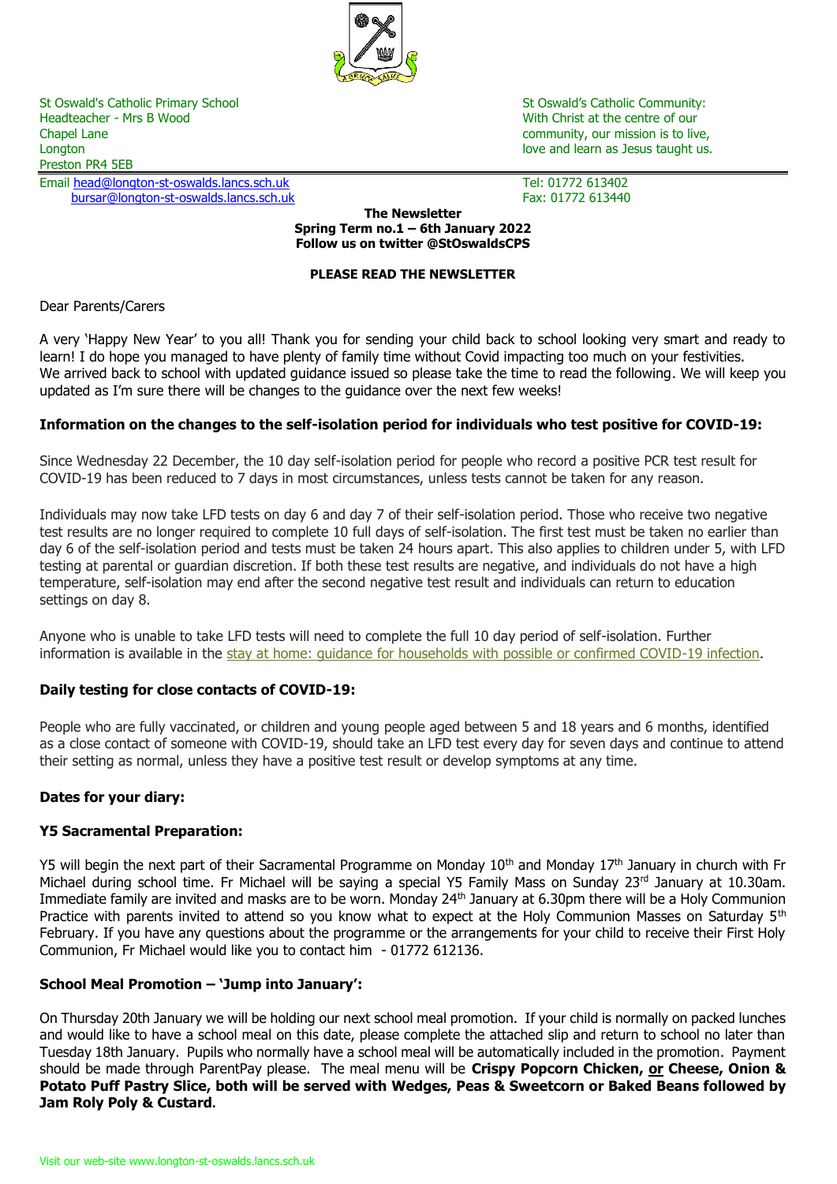St Oswald's Catholic Primary School
Headteacher - Mrs B Wood
Chapel Lane
Longton
Preston PR4 5EB
Email head@longton-st-oswalds.lancs.sch.uk
bursar@longton-st-oswalds.lancs.sch.uk

St Oswald's Catholic Community:
With Christ at the centre of our community, our mission is to live, love and learn as Jesus taught us.

Tel: 01772 613402
Fax: 01772 613440

**The Newsletter**
**Spring Term no.1 – 6th January 2022**
**Follow us on twitter @StOswaldsCPS**

**PLEASE READ THE NEWSLETTER**

Dear Parents/Carers

A very 'Happy New Year' to you all! Thank you for sending your child back to school looking very smart and ready to learn! I do hope you managed to have plenty of family time without Covid impacting too much on your festivities.
We arrived back to school with updated guidance issued so please take the time to read the following. We will keep you updated as I'm sure there will be changes to the guidance over the next few weeks!

**Information on the changes to the self-isolation period for individuals who test positive for COVID-19:**

Since Wednesday 22 December, the 10 day self-isolation period for people who record a positive PCR test result for COVID-19 has been reduced to 7 days in most circumstances, unless tests cannot be taken for any reason.

Individuals may now take LFD tests on day 6 and day 7 of their self-isolation period. Those who receive two negative test results are no longer required to complete 10 full days of self-isolation. The first test must be taken no earlier than day 6 of the self-isolation period and tests must be taken 24 hours apart. This also applies to children under 5, with LFD testing at parental or guardian discretion. If both these test results are negative, and individuals do not have a high temperature, self-isolation may end after the second negative test result and individuals can return to education settings on day 8.

Anyone who is unable to take LFD tests will need to complete the full 10 day period of self-isolation. Further information is available in the stay at home: guidance for households with possible or confirmed COVID-19 infection.

**Daily testing for close contacts of COVID-19:**

People who are fully vaccinated, or children and young people aged between 5 and 18 years and 6 months, identified as a close contact of someone with COVID-19, should take an LFD test every day for seven days and continue to attend their setting as normal, unless they have a positive test result or develop symptoms at any time.

**Dates for your diary:**

**Y5 Sacramental Preparation:**

Y5 will begin the next part of their Sacramental Programme on Monday 10th and Monday 17th January in church with Fr Michael during school time. Fr Michael will be saying a special Y5 Family Mass on Sunday 23rd January at 10.30am. Immediate family are invited and masks are to be worn. Monday 24th January at 6.30pm there will be a Holy Communion Practice with parents invited to attend so you know what to expect at the Holy Communion Masses on Saturday 5th February. If you have any questions about the programme or the arrangements for your child to receive their First Holy Communion, Fr Michael would like you to contact him - 01772 612136.

**School Meal Promotion – 'Jump into January':**

On Thursday 20th January we will be holding our next school meal promotion. If your child is normally on packed lunches and would like to have a school meal on this date, please complete the attached slip and return to school no later than Tuesday 18th January. Pupils who normally have a school meal will be automatically included in the promotion. Payment should be made through ParentPay please. The meal menu will be **Crispy Popcorn Chicken, or Cheese, Onion & Potato Puff Pastry Slice, both will be served with Wedges, Peas & Sweetcorn or Baked Beans followed by Jam Roly Poly & Custard**.

Visit our web-site www.longton-st-oswalds.lancs.sch.uk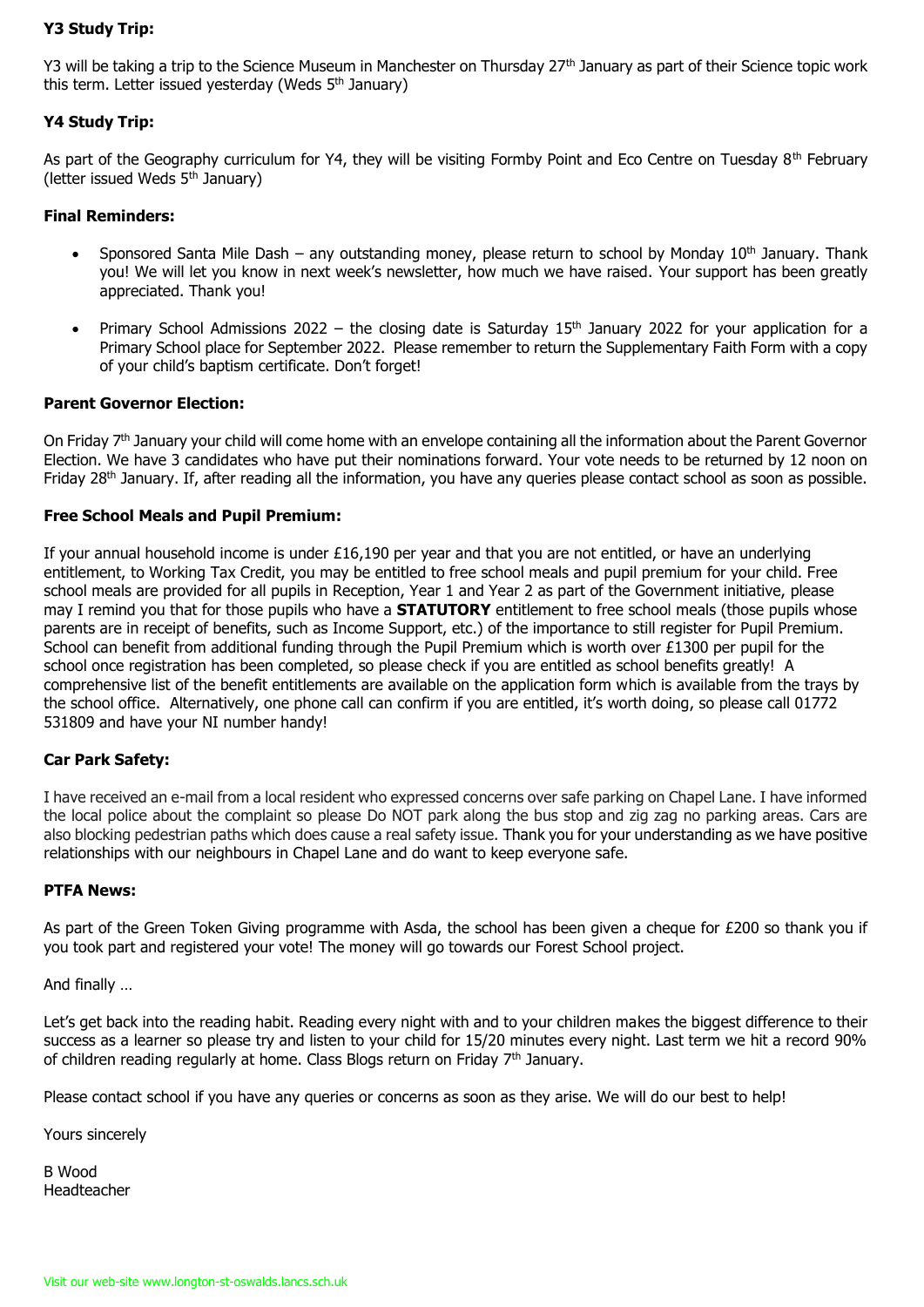**Y3 Study Trip:**

Y3 will be taking a trip to the Science Museum in Manchester on Thursday 27th January as part of their Science topic work this term. Letter issued yesterday (Weds 5th January)

**Y4 Study Trip:**

As part of the Geography curriculum for Y4, they will be visiting Formby Point and Eco Centre on Tuesday 8th February (letter issued Weds 5th January)

**Final Reminders:**

- Sponsored Santa Mile Dash – any outstanding money, please return to school by Monday 10th January. Thank you! We will let you know in next week's newsletter, how much we have raised. Your support has been greatly appreciated. Thank you!
- Primary School Admissions 2022 – the closing date is Saturday 15th January 2022 for your application for a Primary School place for September 2022. Please remember to return the Supplementary Faith Form with a copy of your child's baptism certificate. Don't forget!

**Parent Governor Election:**

On Friday 7th January your child will come home with an envelope containing all the information about the Parent Governor Election. We have 3 candidates who have put their nominations forward. Your vote needs to be returned by 12 noon on Friday 28th January. If, after reading all the information, you have any queries please contact school as soon as possible.

**Free School Meals and Pupil Premium:**

If your annual household income is under £16,190 per year and that you are not entitled, or have an underlying entitlement, to Working Tax Credit, you may be entitled to free school meals and pupil premium for your child. Free school meals are provided for all pupils in Reception, Year 1 and Year 2 as part of the Government initiative, please may I remind you that for those pupils who have a **STATUTORY** entitlement to free school meals (those pupils whose parents are in receipt of benefits, such as Income Support, etc.) of the importance to still register for Pupil Premium. School can benefit from additional funding through the Pupil Premium which is worth over £1300 per pupil for the school once registration has been completed, so please check if you are entitled as school benefits greatly! A comprehensive list of the benefit entitlements are available on the application form which is available from the trays by the school office. Alternatively, one phone call can confirm if you are entitled, it's worth doing, so please call 01772 531809 and have your NI number handy!

**Car Park Safety:**

I have received an e-mail from a local resident who expressed concerns over safe parking on Chapel Lane. I have informed the local police about the complaint so please Do NOT park along the bus stop and zig zag no parking areas. Cars are also blocking pedestrian paths which does cause a real safety issue. Thank you for your understanding as we have positive relationships with our neighbours in Chapel Lane and do want to keep everyone safe.

**PTFA News:**

As part of the Green Token Giving programme with Asda, the school has been given a cheque for £200 so thank you if you took part and registered your vote! The money will go towards our Forest School project.

And finally …

Let's get back into the reading habit. Reading every night with and to your children makes the biggest difference to their success as a learner so please try and listen to your child for 15/20 minutes every night. Last term we hit a record 90% of children reading regularly at home. Class Blogs return on Friday 7th January.

Please contact school if you have any queries or concerns as soon as they arise. We will do our best to help!

Yours sincerely

B Wood
Headteacher

Visit our web-site www.longton-st-oswalds.lancs.sch.uk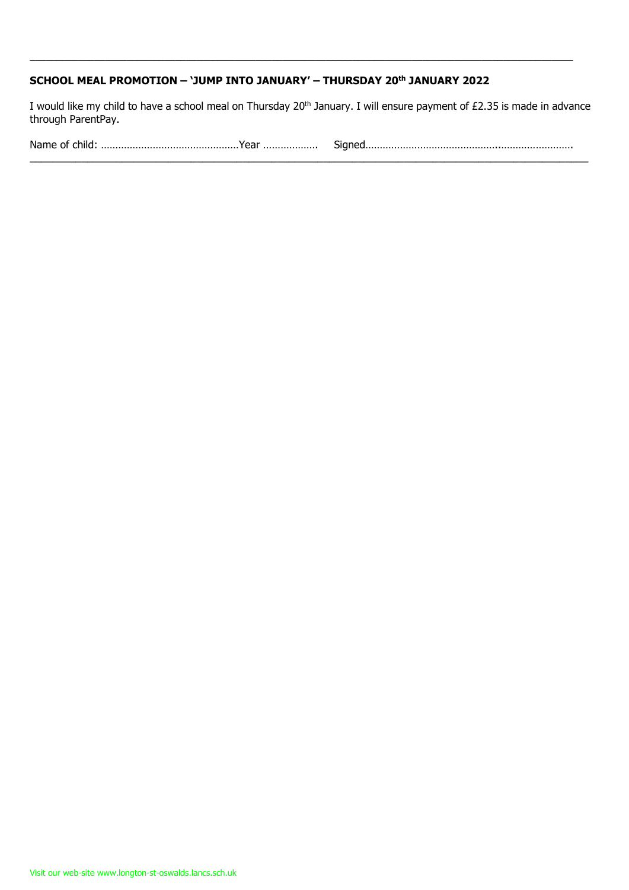---

**SCHOOL MEAL PROMOTION – 'JUMP INTO JANUARY' – THURSDAY 20th JANUARY 2022**

I would like my child to have a school meal on Thursday 20th January. I will ensure payment of £2.35 is made in advance through ParentPay.

Name of child: …………………………………………Year ………………. Signed……………………………………………………………….

---

Visit our web-site www.longton-st-oswalds.lancs.sch.uk